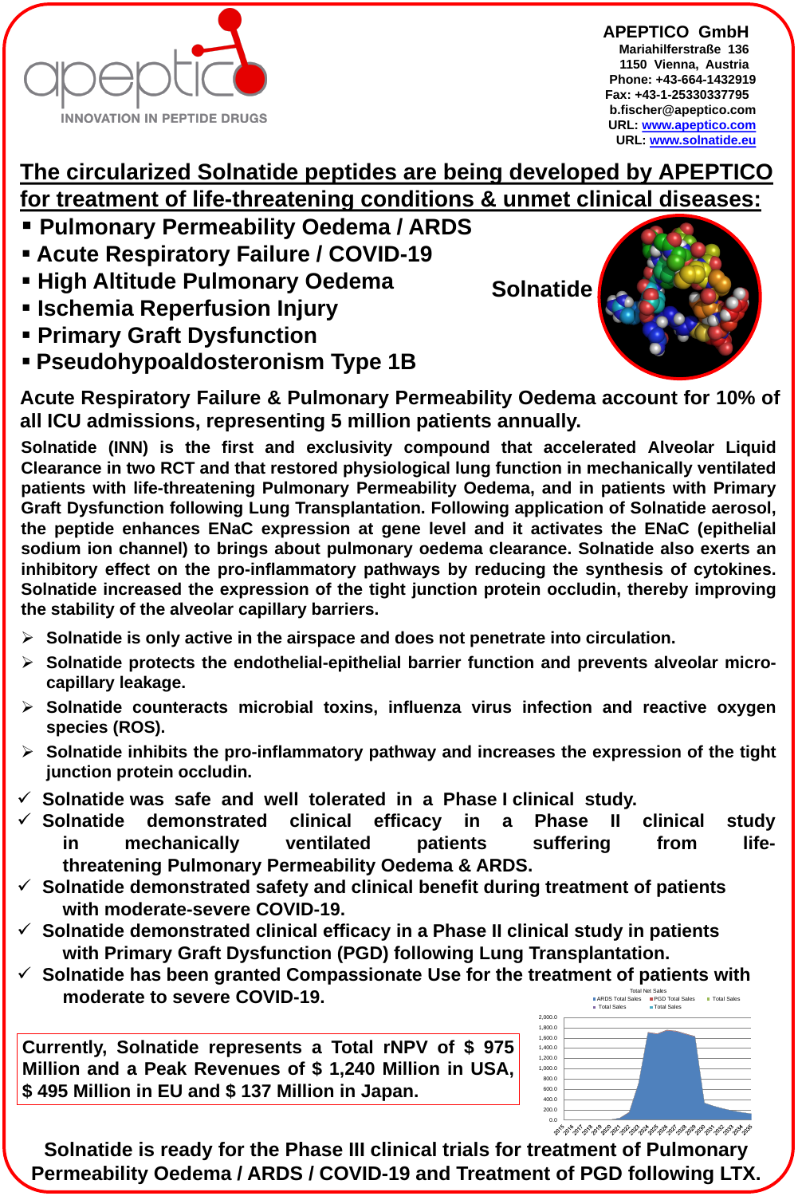apeptico
INNOVATION IN PEPTIDE DRUGS

**APEPTICO GmbH**
**Mariahilferstraße 136**
**1150 Vienna, Austria**
**Phone: +43-664-1432919**
**Fax: +43-1-25330337795**
**b.fischer@apeptico.com**
**URL: www.apeptico.com**
**URL: www.solnatide.eu**

# The circularized Solnatide peptides are being developed by APEPTICO for treatment of life-threatening conditions & unmet clinical diseases:

- **Pulmonary Permeability Oedema / ARDS**
- **Acute Respiratory Failure / COVID-19**
- **High Altitude Pulmonary Oedema**
- **Ischemia Reperfusion Injury**
- **Primary Graft Dysfunction**
- **Pseudohypoaldosteronism Type 1B**

**Solnatide**

**Acute Respiratory Failure & Pulmonary Permeability Oedema account for 10% of all ICU admissions, representing 5 million patients annually.**

**Solnatide (INN) is the first and exclusivity compound that accelerated Alveolar Liquid Clearance in two RCT and that restored physiological lung function in mechanically ventilated patients with life-threatening Pulmonary Permeability Oedema, and in patients with Primary Graft Dysfunction following Lung Transplantation. Following application of Solnatide aerosol, the peptide enhances ENaC expression at gene level and it activates the ENaC (epithelial sodium ion channel) to brings about pulmonary oedema clearance. Solnatide also exerts an inhibitory effect on the pro-inflammatory pathways by reducing the synthesis of cytokines. Solnatide increased the expression of the tight junction protein occludin, thereby improving the stability of the alveolar capillary barriers.**

- **Solnatide is only active in the airspace and does not penetrate into circulation.**
- **Solnatide protects the endothelial-epithelial barrier function and prevents alveolar micro-capillary leakage.**
- **Solnatide counteracts microbial toxins, influenza virus infection and reactive oxygen species (ROS).**
- **Solnatide inhibits the pro-inflammatory pathway and increases the expression of the tight junction protein occludin.**

- ✓ **Solnatide was safe and well tolerated in a Phase I clinical study.**
- ✓ **Solnatide demonstrated clinical efficacy in a Phase II clinical study in mechanically ventilated patients suffering from life-threatening Pulmonary Permeability Oedema & ARDS.**
- ✓ **Solnatide demonstrated safety and clinical benefit during treatment of patients with moderate-severe COVID-19.**
- ✓ **Solnatide demonstrated clinical efficacy in a Phase II clinical study in patients with Primary Graft Dysfunction (PGD) following Lung Transplantation.**
- ✓ **Solnatide has been granted Compassionate Use for the treatment of patients with moderate to severe COVID-19.**

**Currently, Solnatide represents a Total rNPV of $ 975 Million and a Peak Revenues of $ 1,240 Million in USA, $ 495 Million in EU and $ 137 Million in Japan.**

Total Net Sales
ARDS Total Sales, PGD Total Sales, Total Sales, Total Sales, Total Sales

**Solnatide is ready for the Phase III clinical trials for treatment of Pulmonary Permeability Oedema / ARDS / COVID-19 and Treatment of PGD following LTX.**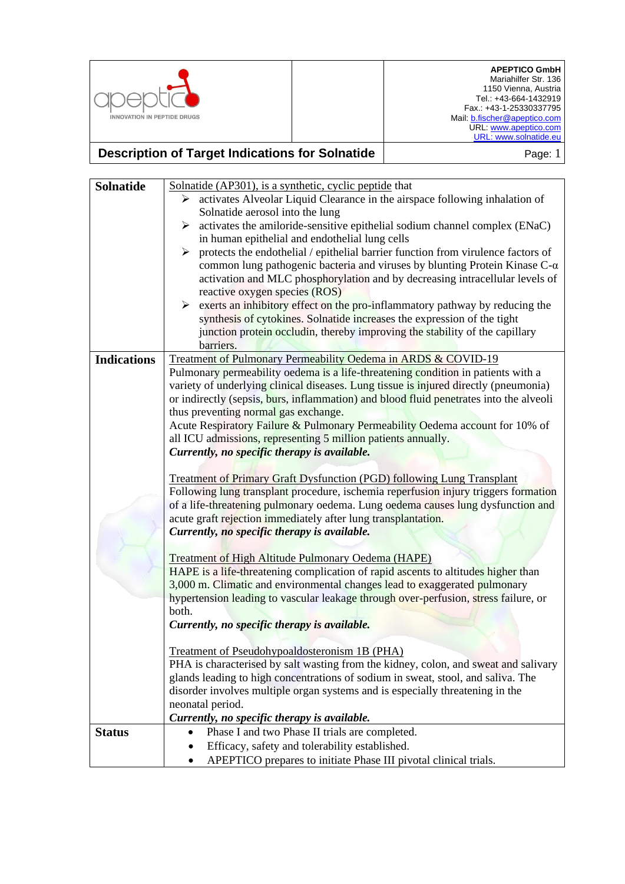| APEPTICO GmbH<br>Mariahilfer Str. 136<br>1150 Vienna, Austria<br>Tel.: +43-664-1432919<br>Fax.: +43-1-25330337795<br>Mail: b.fischer@apeptico.com<br>URL: www.apeptico.com<br>URL: www.solnatide.eu |
|---|

## Description of Target Indications for Solnatide

| | |
|---|---|
| **Solnatide** | Solnatide (AP301), is a synthetic, cyclic peptide that<br>➢ activates Alveolar Liquid Clearance in the airspace following inhalation of Solnatide aerosol into the lung<br>➢ activates the amiloride-sensitive epithelial sodium channel complex (ENaC) in human epithelial and endothelial lung cells<br>➢ protects the endothelial / epithelial barrier function from virulence factors of common lung pathogenic bacteria and viruses by blunting Protein Kinase C-α activation and MLC phosphorylation and by decreasing intracellular levels of reactive oxygen species (ROS)<br>➢ exerts an inhibitory effect on the pro-inflammatory pathway by reducing the synthesis of cytokines. Solnatide increases the expression of the tight junction protein occludin, thereby improving the stability of the capillary barriers. |
| **Indications** | Treatment of Pulmonary Permeability Oedema in ARDS & COVID-19<br>Pulmonary permeability oedema is a life-threatening condition in patients with a variety of underlying clinical diseases. Lung tissue is injured directly (pneumonia) or indirectly (sepsis, burs, inflammation) and blood fluid penetrates into the alveoli thus preventing normal gas exchange.<br>Acute Respiratory Failure & Pulmonary Permeability Oedema account for 10% of all ICU admissions, representing 5 million patients annually.<br>***Currently, no specific therapy is available.***<br><br>Treatment of Primary Graft Dysfunction (PGD) following Lung Transplant<br>Following lung transplant procedure, ischemia reperfusion injury triggers formation of a life-threatening pulmonary oedema. Lung oedema causes lung dysfunction and acute graft rejection immediately after lung transplantation.<br>***Currently, no specific therapy is available.***<br><br>Treatment of High Altitude Pulmonary Oedema (HAPE)<br>HAPE is a life-threatening complication of rapid ascents to altitudes higher than 3,000 m. Climatic and environmental changes lead to exaggerated pulmonary hypertension leading to vascular leakage through over-perfusion, stress failure, or both.<br>***Currently, no specific therapy is available.***<br><br>Treatment of Pseudohypoaldosteronism 1B (PHA)<br>PHA is characterised by salt wasting from the kidney, colon, and sweat and salivary glands leading to high concentrations of sodium in sweat, stool, and saliva. The disorder involves multiple organ systems and is especially threatening in the neonatal period.<br>***Currently, no specific therapy is available.*** |
| **Status** | • Phase I and two Phase II trials are completed.<br>• Efficacy, safety and tolerability established.<br>• APEPTICO prepares to initiate Phase III pivotal clinical trials. |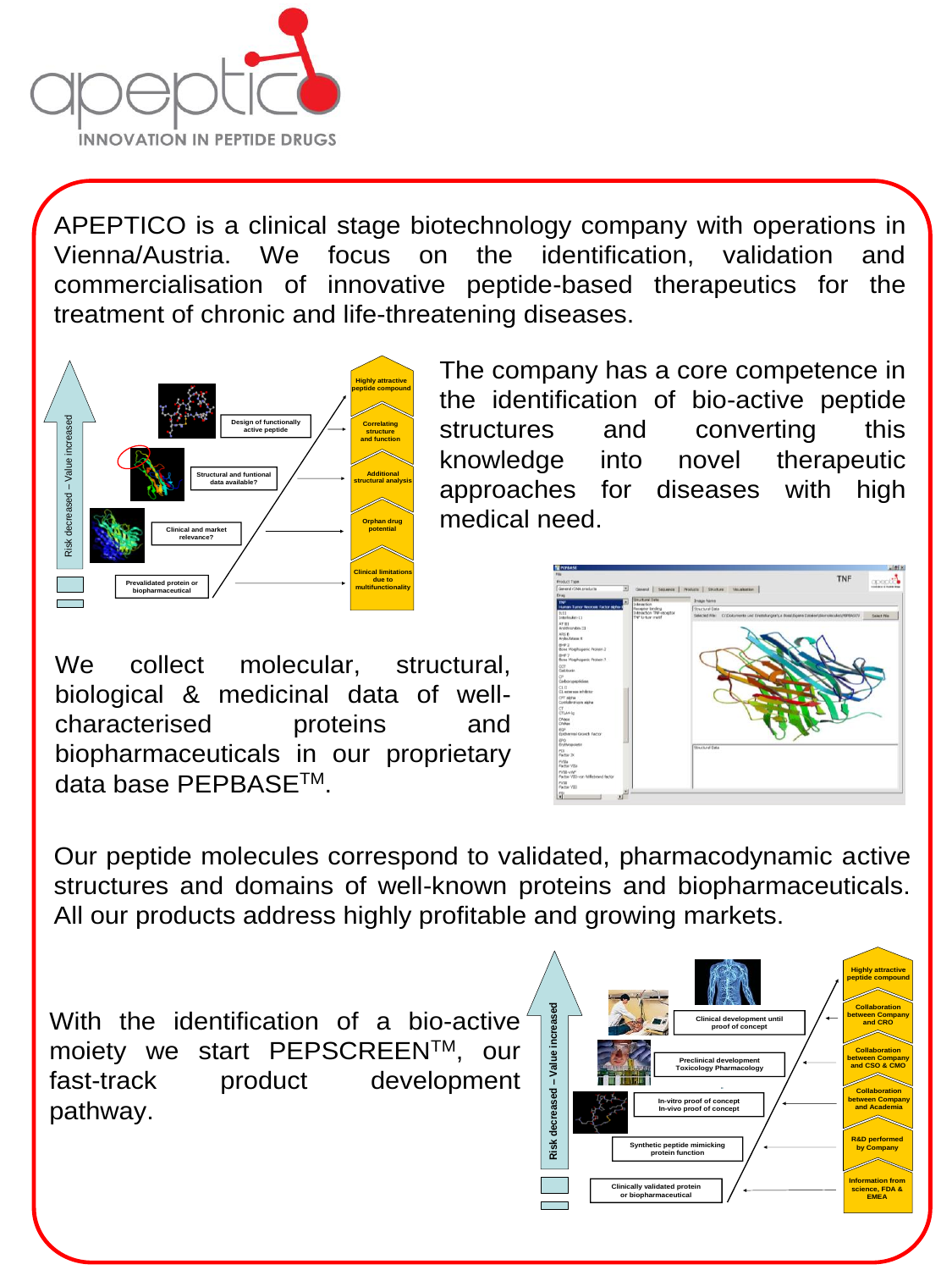APEPTICO is a clinical stage biotechnology company with operations in Vienna/Austria. We focus on the identification, validation and commercialisation of innovative peptide-based therapeutics for the treatment of chronic and life-threatening diseases.

Risk decreased – Value increased

Design of functionally active peptide

Structural and funtional data available?

Clinical and market relevance?

Prevalidated protein or biopharmaceutical

Highly attractive peptide compound

Correlating structure and function

Additional structural analysis

Orphan drug potential

Clinical limitations due to multifunctionality

The company has a core competence in the identification of bio-active peptide structures and converting this knowledge into novel therapeutic approaches for diseases with high medical need.

We collect molecular, structural, biological & medicinal data of well-characterised proteins and biopharmaceuticals in our proprietary data base PEPBASE™.

Our peptide molecules correspond to validated, pharmacodynamic active structures and domains of well-known proteins and biopharmaceuticals. All our products address highly profitable and growing markets.

With the identification of a bio-active moiety we start PEPSCREEN™, our fast-track product development pathway.

Risk decreased – Value increased

Clinical development until proof of concept

Preclinical development Toxicology Pharmacology

In-vitro proof of concept In-vivo proof of concept

Synthetic peptide mimicking protein function

Clinically validated protein or biopharmaceutical

Highly attractive peptide compound

Collaboration between Company and CRO

Collaboration between Company and CSO & CMO

Collaboration between Company and Academia

R&D performed by Company

Information from science, FDA & EMEA